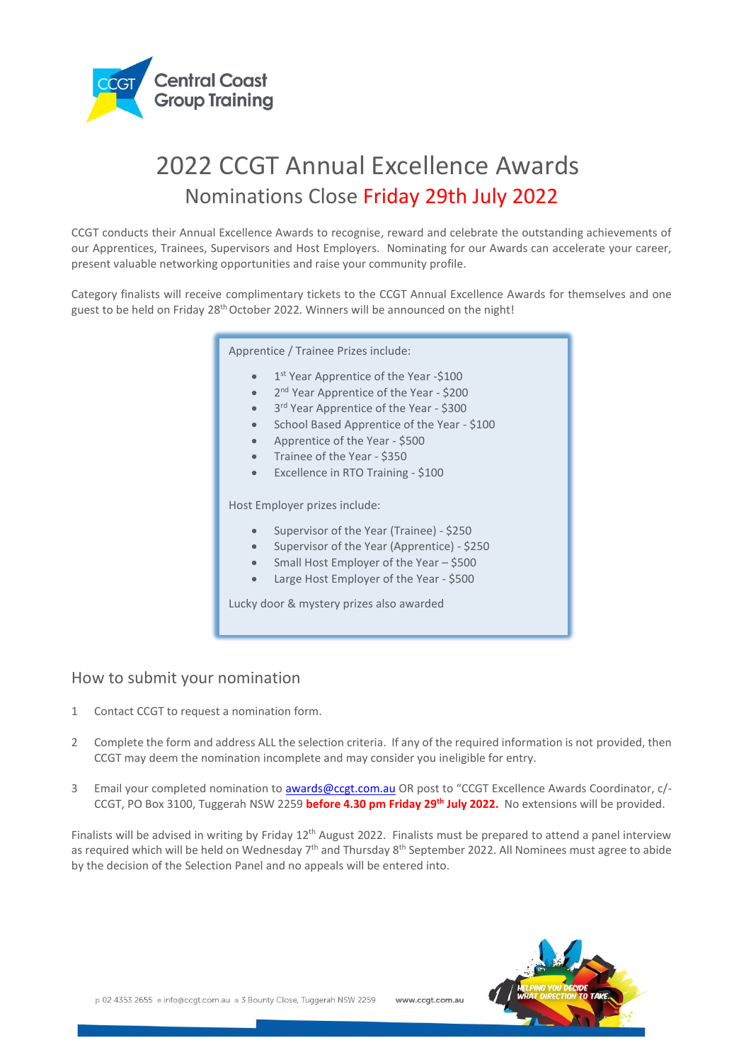# 2022 CCGT Annual Excellence Awards

## Nominations Close Friday 29th July 2022

CCGT conducts their Annual Excellence Awards to recognise, reward and celebrate the outstanding achievements of our Apprentices, Trainees, Supervisors and Host Employers. Nominating for our Awards can accelerate your career, present valuable networking opportunities and raise your community profile.

Category finalists will receive complimentary tickets to the CCGT Annual Excellence Awards for themselves and one guest to be held on Friday 28th October 2022. Winners will be announced on the night!

Apprentice / Trainee Prizes include:

- 1st Year Apprentice of the Year -$100
- 2nd Year Apprentice of the Year - $200
- 3rd Year Apprentice of the Year - $300
- School Based Apprentice of the Year - $100
- Apprentice of the Year - $500
- Trainee of the Year - $350
- Excellence in RTO Training - $100

Host Employer prizes include:

- Supervisor of the Year (Trainee) - $250
- Supervisor of the Year (Apprentice) - $250
- Small Host Employer of the Year – $500
- Large Host Employer of the Year - $500

Lucky door & mystery prizes also awarded

## How to submit your nomination

1. Contact CCGT to request a nomination form.
2. Complete the form and address ALL the selection criteria. If any of the required information is not provided, then CCGT may deem the nomination incomplete and may consider you ineligible for entry.
3. Email your completed nomination to awards@ccgt.com.au OR post to "CCGT Excellence Awards Coordinator, c/- CCGT, PO Box 3100, Tuggerah NSW 2259 **before 4.30 pm Friday 29th July 2022.** No extensions will be provided.

Finalists will be advised in writing by Friday 12th August 2022. Finalists must be prepared to attend a panel interview as required which will be held on Wednesday 7th and Thursday 8th September 2022. All Nominees must agree to abide by the decision of the Selection Panel and no appeals will be entered into.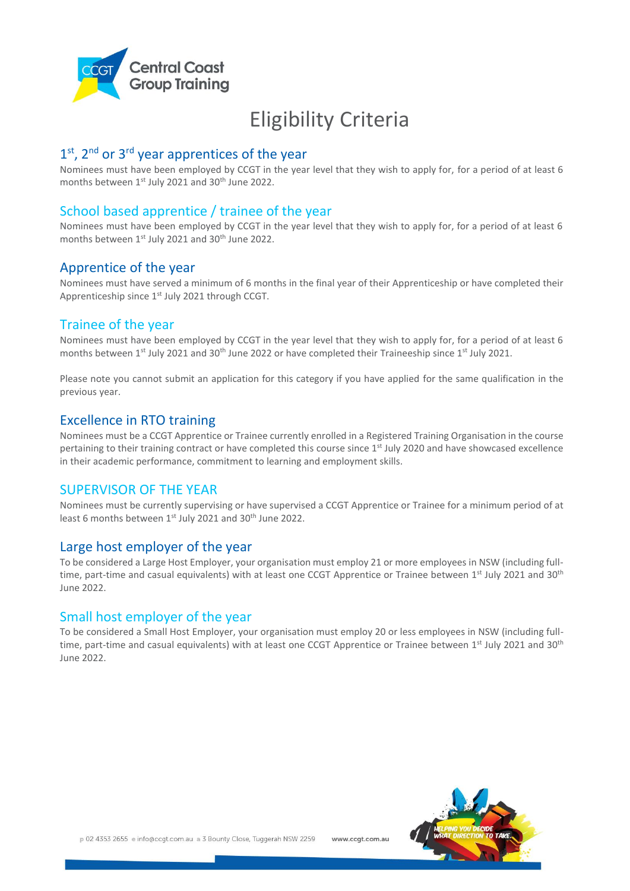# Eligibility Criteria

## 1st, 2nd or 3rd year apprentices of the year

Nominees must have been employed by CCGT in the year level that they wish to apply for, for a period of at least 6 months between 1st July 2021 and 30th June 2022.

## School based apprentice / trainee of the year

Nominees must have been employed by CCGT in the year level that they wish to apply for, for a period of at least 6 months between 1st July 2021 and 30th June 2022.

## Apprentice of the year

Nominees must have served a minimum of 6 months in the final year of their Apprenticeship or have completed their Apprenticeship since 1st July 2021 through CCGT.

## Trainee of the year

Nominees must have been employed by CCGT in the year level that they wish to apply for, for a period of at least 6 months between 1st July 2021 and 30th June 2022 or have completed their Traineeship since 1st July 2021.

Please note you cannot submit an application for this category if you have applied for the same qualification in the previous year.

## Excellence in RTO training

Nominees must be a CCGT Apprentice or Trainee currently enrolled in a Registered Training Organisation in the course pertaining to their training contract or have completed this course since 1st July 2020 and have showcased excellence in their academic performance, commitment to learning and employment skills.

## SUPERVISOR OF THE YEAR

Nominees must be currently supervising or have supervised a CCGT Apprentice or Trainee for a minimum period of at least 6 months between 1st July 2021 and 30th June 2022.

## Large host employer of the year

To be considered a Large Host Employer, your organisation must employ 21 or more employees in NSW (including full-time, part-time and casual equivalents) with at least one CCGT Apprentice or Trainee between 1st July 2021 and 30th June 2022.

## Small host employer of the year

To be considered a Small Host Employer, your organisation must employ 20 or less employees in NSW (including full-time, part-time and casual equivalents) with at least one CCGT Apprentice or Trainee between 1st July 2021 and 30th June 2022.